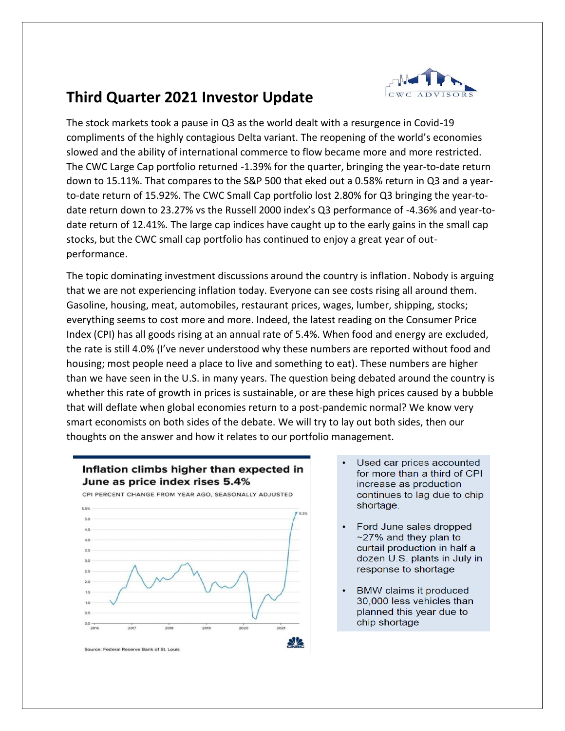# Third Quarter 2021 Investor Update

The stock markets took a pause in Q3 as the world dealt with a resurgence in Covid-19 compliments of the highly contagious Delta variant. The reopening of the world's economies slowed and the ability of international commerce to flow became more and more restricted. The CWC Large Cap portfolio returned -1.39% for the quarter, bringing the year-to-date return down to 15.11%. That compares to the S&P 500 that eked out a 0.58% return in Q3 and a year-to-date return of 15.92%. The CWC Small Cap portfolio lost 2.80% for Q3 bringing the year-to-date return down to 23.27% vs the Russell 2000 index's Q3 performance of -4.36% and year-to-date return of 12.41%. The large cap indices have caught up to the early gains in the small cap stocks, but the CWC small cap portfolio has continued to enjoy a great year of out-performance.

The topic dominating investment discussions around the country is inflation. Nobody is arguing that we are not experiencing inflation today. Everyone can see costs rising all around them. Gasoline, housing, meat, automobiles, restaurant prices, wages, lumber, shipping, stocks; everything seems to cost more and more. Indeed, the latest reading on the Consumer Price Index (CPI) has all goods rising at an annual rate of 5.4%. When food and energy are excluded, the rate is still 4.0% (I've never understood why these numbers are reported without food and housing; most people need a place to live and something to eat). These numbers are higher than we have seen in the U.S. in many years. The question being debated around the country is whether this rate of growth in prices is sustainable, or are these high prices caused by a bubble that will deflate when global economies return to a post-pandemic normal? We know very smart economists on both sides of the debate. We will try to lay out both sides, then our thoughts on the answer and how it relates to our portfolio management.

**Inflation climbs higher than expected in June as price index rises 5.4%**

CPI PERCENT CHANGE FROM YEAR AGO, SEASONALLY ADJUSTED

Source: Federal Reserve Bank of St. Louis

- Used car prices accounted for more than a third of CPI increase as production continues to lag due to chip shortage.
- Ford June sales dropped ~27% and they plan to curtail production in half a dozen U.S. plants in July in response to shortage
- BMW claims it produced 30,000 less vehicles than planned this year due to chip shortage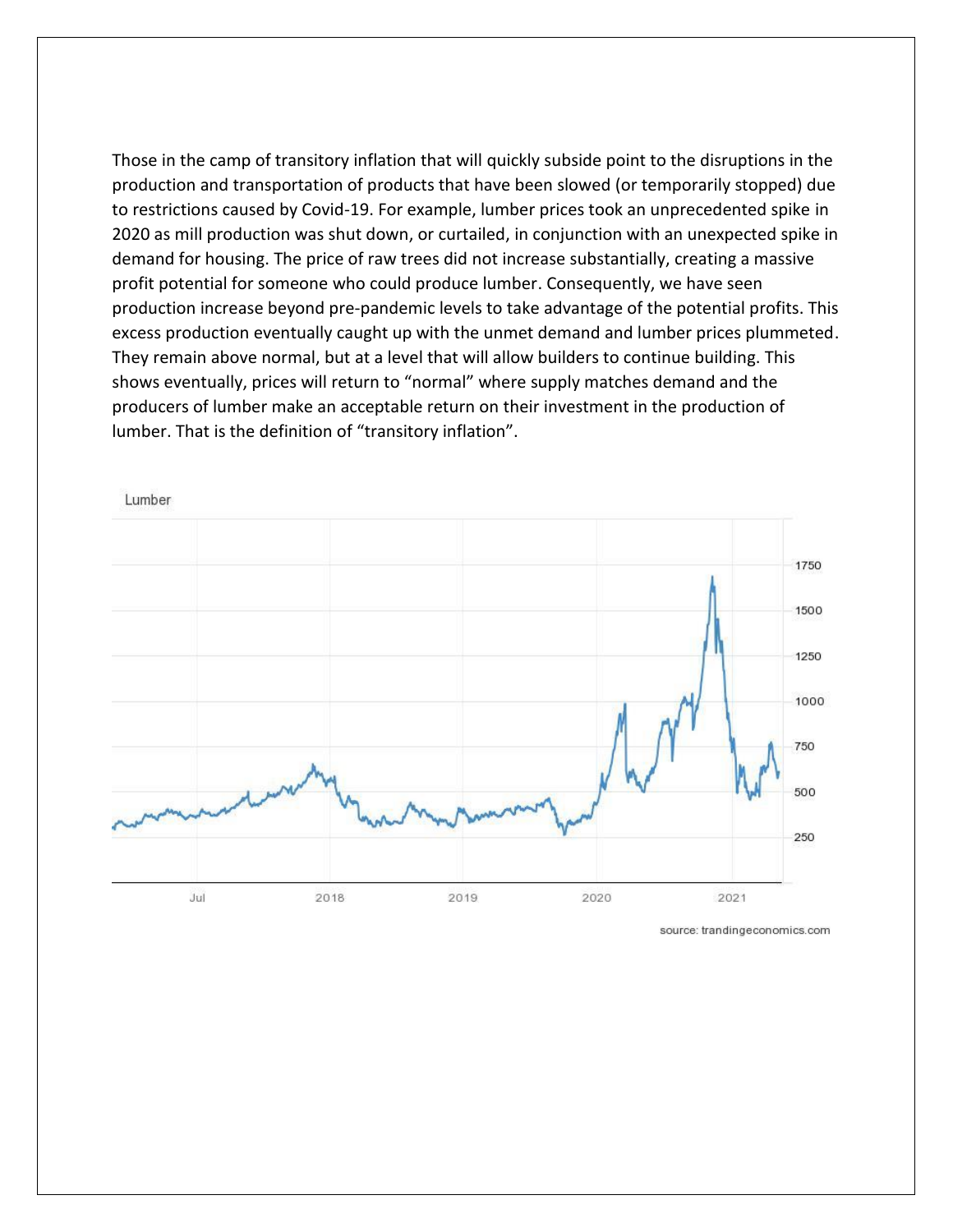Those in the camp of transitory inflation that will quickly subside point to the disruptions in the production and transportation of products that have been slowed (or temporarily stopped) due to restrictions caused by Covid-19. For example, lumber prices took an unprecedented spike in 2020 as mill production was shut down, or curtailed, in conjunction with an unexpected spike in demand for housing. The price of raw trees did not increase substantially, creating a massive profit potential for someone who could produce lumber. Consequently, we have seen production increase beyond pre-pandemic levels to take advantage of the potential profits. This excess production eventually caught up with the unmet demand and lumber prices plummeted. They remain above normal, but at a level that will allow builders to continue building. This shows eventually, prices will return to "normal" where supply matches demand and the producers of lumber make an acceptable return on their investment in the production of lumber. That is the definition of "transitory inflation".

source: trandingeconomics.com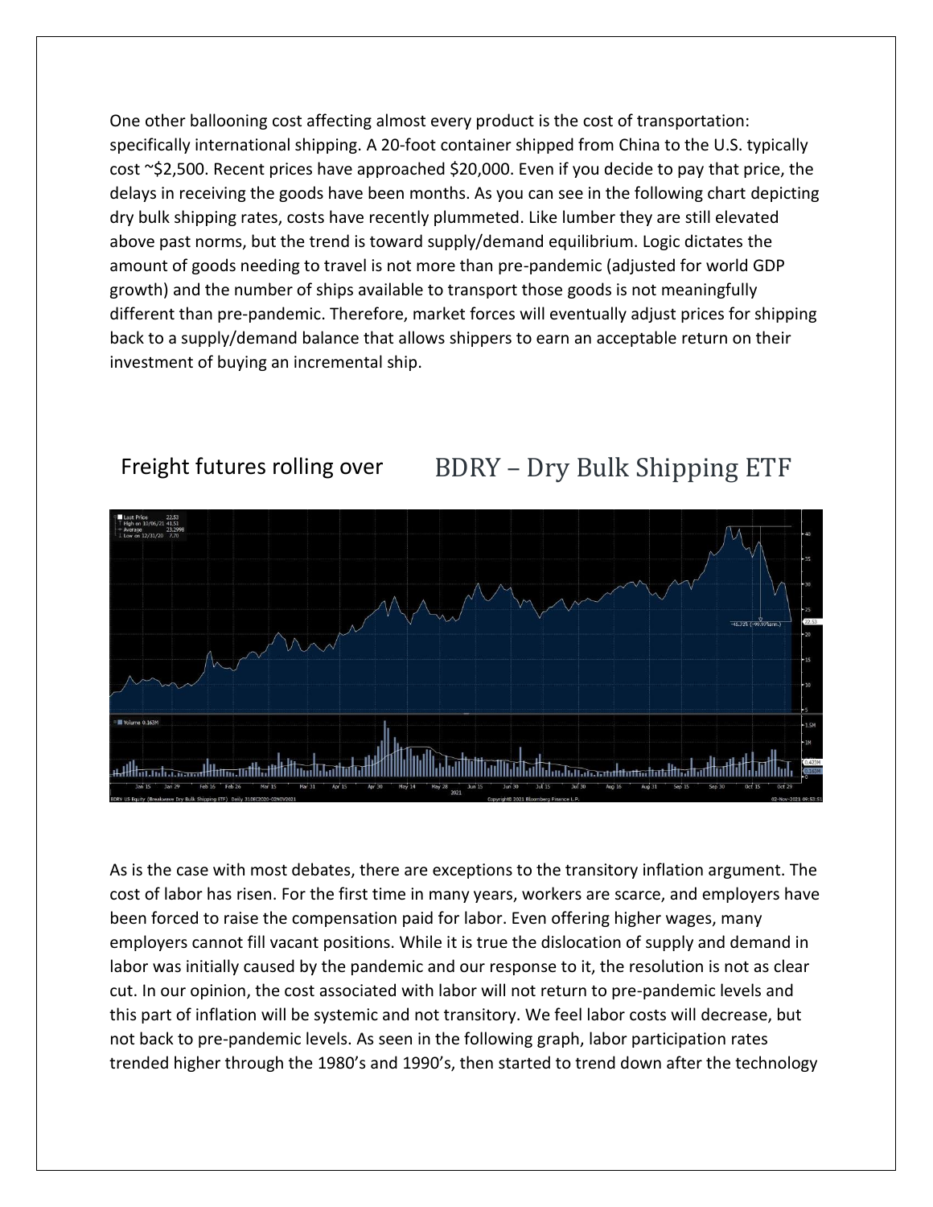One other ballooning cost affecting almost every product is the cost of transportation: specifically international shipping. A 20-foot container shipped from China to the U.S. typically cost ~$2,500. Recent prices have approached $20,000. Even if you decide to pay that price, the delays in receiving the goods have been months. As you can see in the following chart depicting dry bulk shipping rates, costs have recently plummeted. Like lumber they are still elevated above past norms, but the trend is toward supply/demand equilibrium. Logic dictates the amount of goods needing to travel is not more than pre-pandemic (adjusted for world GDP growth) and the number of ships available to transport those goods is not meaningfully different than pre-pandemic. Therefore, market forces will eventually adjust prices for shipping back to a supply/demand balance that allows shippers to earn an acceptable return on their investment of buying an incremental ship.

Freight futures rolling over

BDRY – Dry Bulk Shipping ETF

As is the case with most debates, there are exceptions to the transitory inflation argument. The cost of labor has risen. For the first time in many years, workers are scarce, and employers have been forced to raise the compensation paid for labor. Even offering higher wages, many employers cannot fill vacant positions. While it is true the dislocation of supply and demand in labor was initially caused by the pandemic and our response to it, the resolution is not as clear cut. In our opinion, the cost associated with labor will not return to pre-pandemic levels and this part of inflation will be systemic and not transitory. We feel labor costs will decrease, but not back to pre-pandemic levels. As seen in the following graph, labor participation rates trended higher through the 1980's and 1990's, then started to trend down after the technology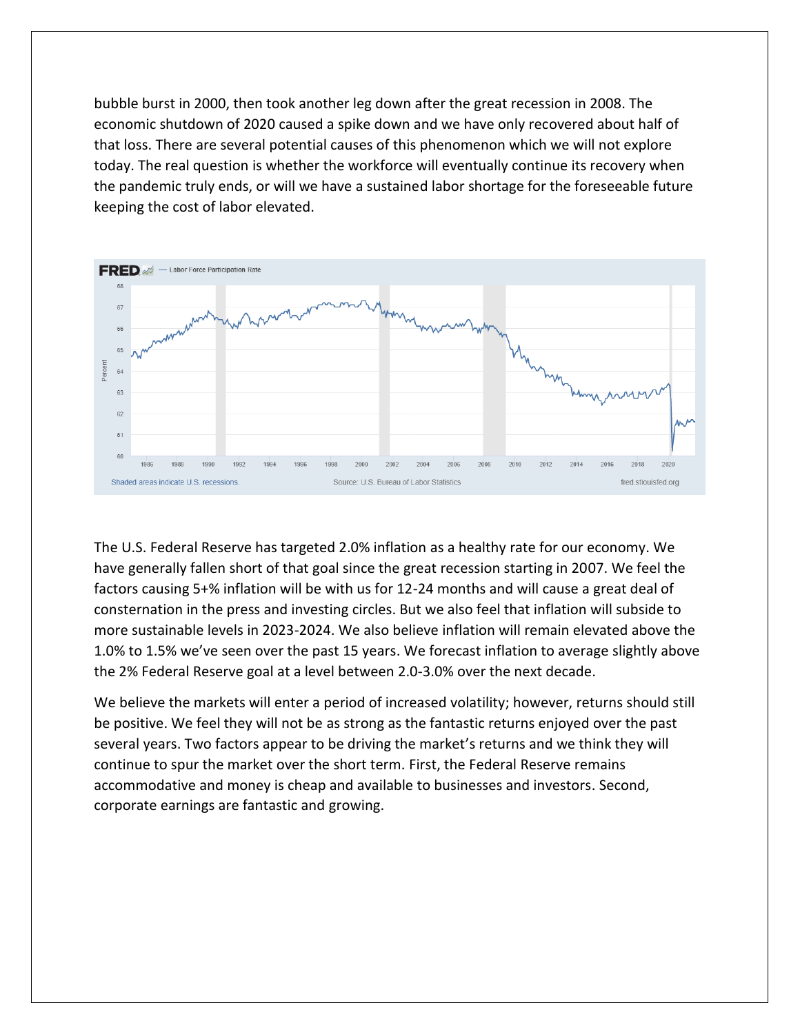bubble burst in 2000, then took another leg down after the great recession in 2008. The economic shutdown of 2020 caused a spike down and we have only recovered about half of that loss. There are several potential causes of this phenomenon which we will not explore today. The real question is whether the workforce will eventually continue its recovery when the pandemic truly ends, or will we have a sustained labor shortage for the foreseeable future keeping the cost of labor elevated.

The U.S. Federal Reserve has targeted 2.0% inflation as a healthy rate for our economy. We have generally fallen short of that goal since the great recession starting in 2007. We feel the factors causing 5+% inflation will be with us for 12-24 months and will cause a great deal of consternation in the press and investing circles. But we also feel that inflation will subside to more sustainable levels in 2023-2024. We also believe inflation will remain elevated above the 1.0% to 1.5% we've seen over the past 15 years. We forecast inflation to average slightly above the 2% Federal Reserve goal at a level between 2.0-3.0% over the next decade.

We believe the markets will enter a period of increased volatility; however, returns should still be positive. We feel they will not be as strong as the fantastic returns enjoyed over the past several years. Two factors appear to be driving the market's returns and we think they will continue to spur the market over the short term. First, the Federal Reserve remains accommodative and money is cheap and available to businesses and investors. Second, corporate earnings are fantastic and growing.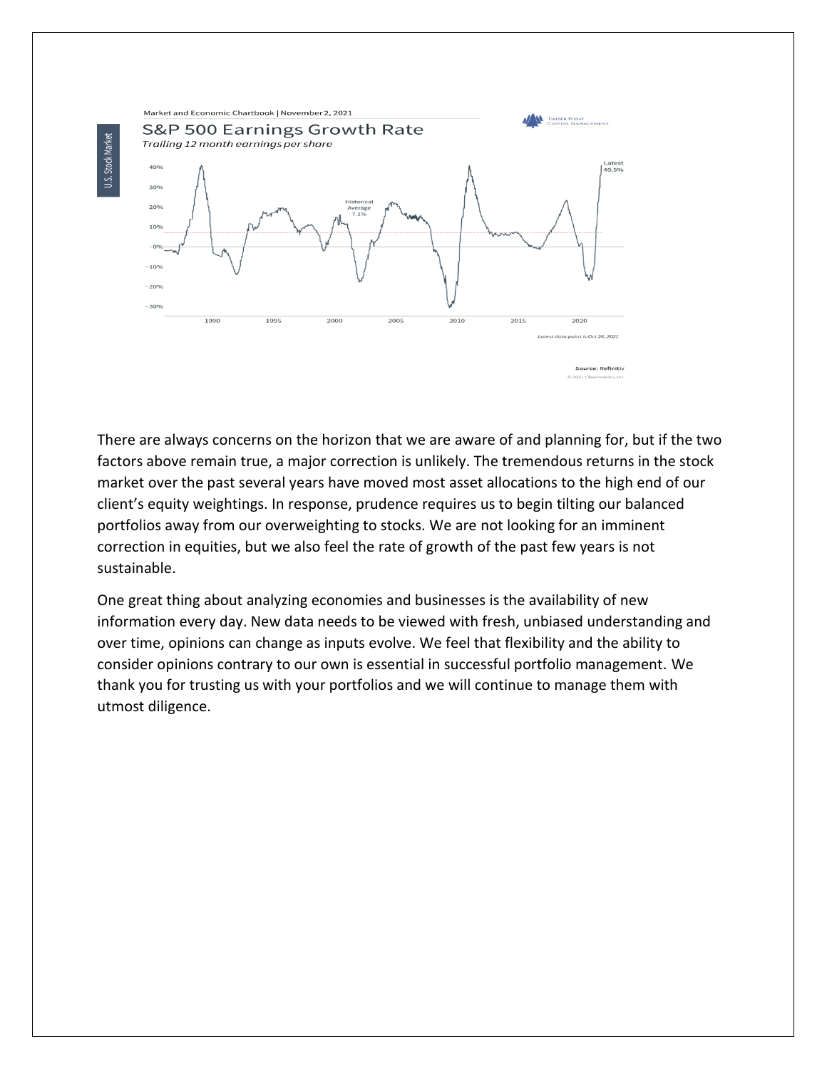Market and Economic Chartbook | November 2, 2021

U.S. Stock Market

## S&P 500 Earnings Growth Rate

*Trailing 12 month earnings per share*

Timber Point Capital Management

40%
30%
20%
10%
0%
−10%
−20%
−30%

1990
1995
2000
2005
2010
2015
2020

Historical Average 7.1%

Latest 40.5%

*Latest data point is Oct 26, 2021*

Source: Refinitiv

© 2021 Clearnomics, Inc.

There are always concerns on the horizon that we are aware of and planning for, but if the two factors above remain true, a major correction is unlikely. The tremendous returns in the stock market over the past several years have moved most asset allocations to the high end of our client's equity weightings. In response, prudence requires us to begin tilting our balanced portfolios away from our overweighting to stocks. We are not looking for an imminent correction in equities, but we also feel the rate of growth of the past few years is not sustainable.

One great thing about analyzing economies and businesses is the availability of new information every day. New data needs to be viewed with fresh, unbiased understanding and over time, opinions can change as inputs evolve. We feel that flexibility and the ability to consider opinions contrary to our own is essential in successful portfolio management. We thank you for trusting us with your portfolios and we will continue to manage them with utmost diligence.